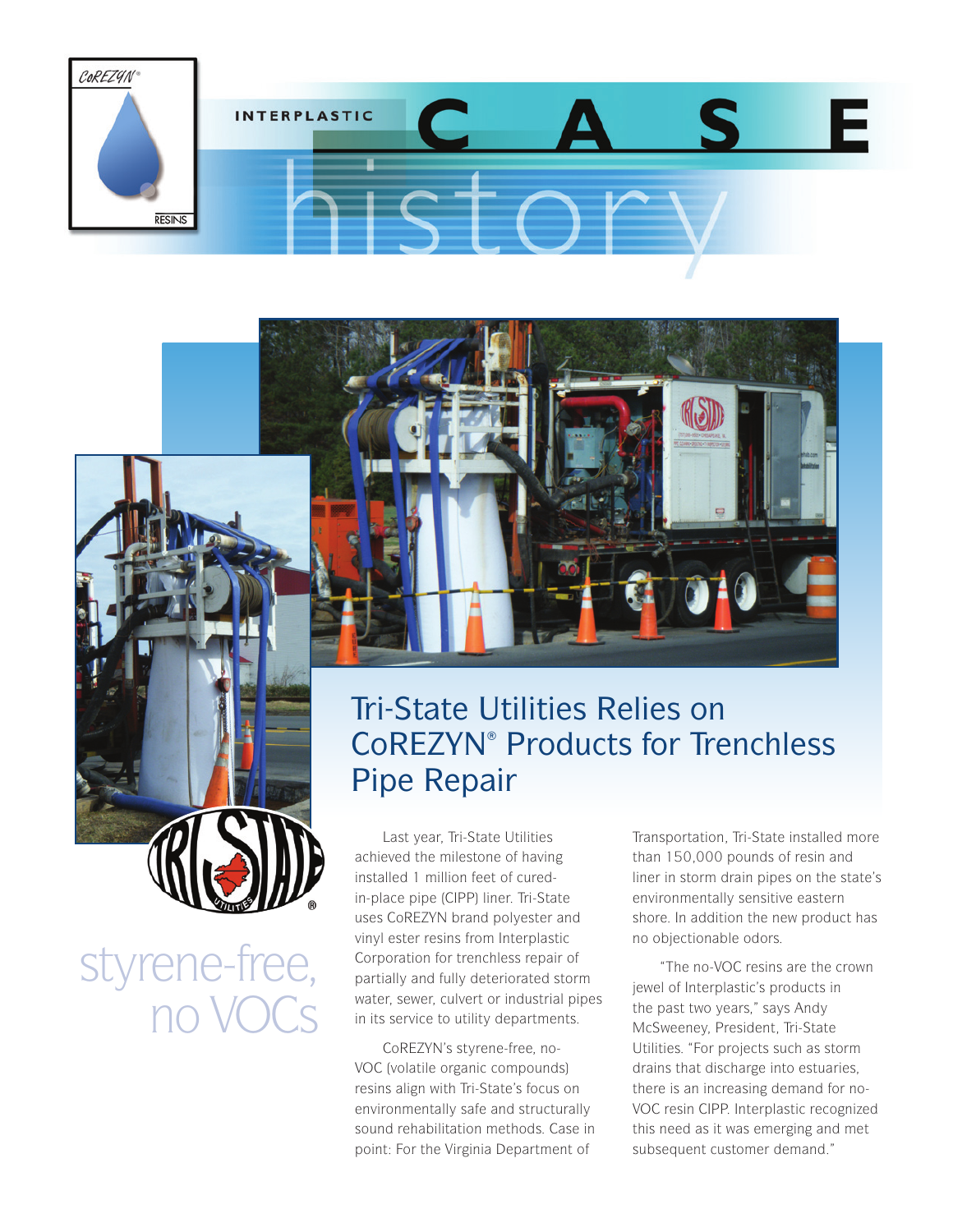INTERPLASTIC

# CASE history

# Tri-State Utilities Relies on CoREZYN® Products for Trenchless Pipe Repair

styrene-free, no VOCs

Last year, Tri-State Utilities achieved the milestone of having installed 1 million feet of cured-in-place pipe (CIPP) liner. Tri-State uses CoREZYN brand polyester and vinyl ester resins from Interplastic Corporation for trenchless repair of partially and fully deteriorated storm water, sewer, culvert or industrial pipes in its service to utility departments.

CoREZYN's styrene-free, no-VOC (volatile organic compounds) resins align with Tri-State's focus on environmentally safe and structurally sound rehabilitation methods. Case in point: For the Virginia Department of Transportation, Tri-State installed more than 150,000 pounds of resin and liner in storm drain pipes on the state's environmentally sensitive eastern shore. In addition the new product has no objectionable odors.

"The no-VOC resins are the crown jewel of Interplastic's products in the past two years," says Andy McSweeney, President, Tri-State Utilities. "For projects such as storm drains that discharge into estuaries, there is an increasing demand for no-VOC resin CIPP. Interplastic recognized this need as it was emerging and met subsequent customer demand."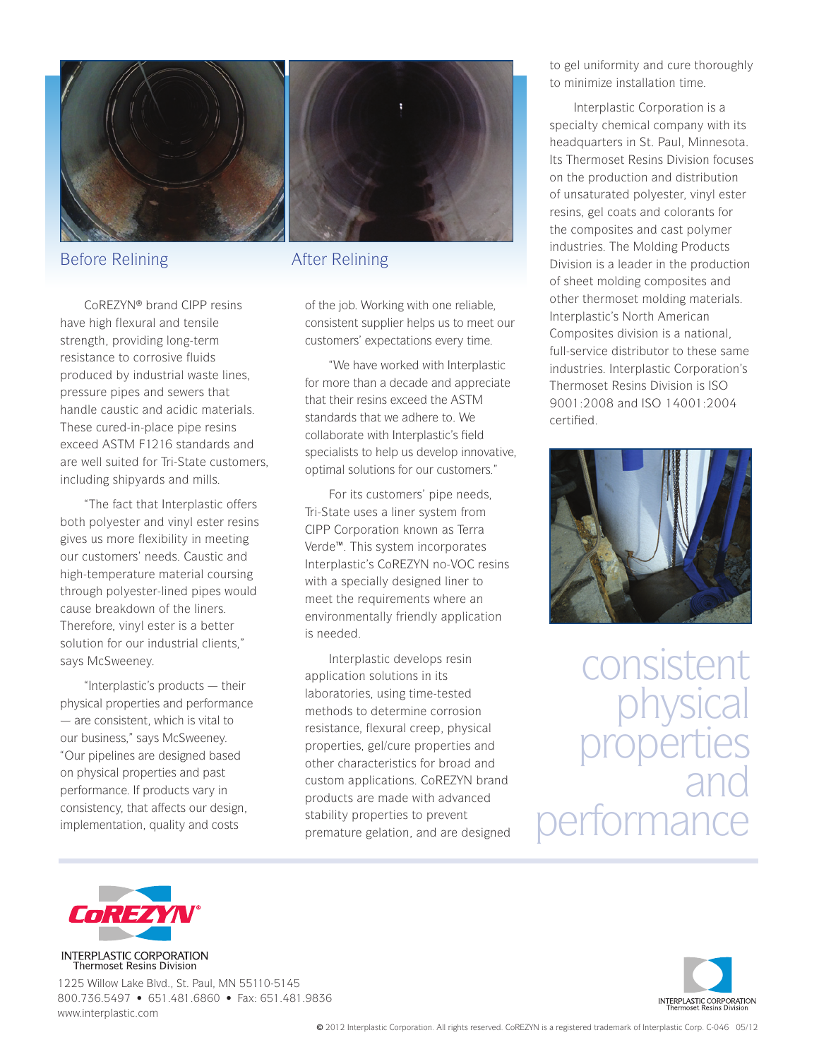Before Relining

After Relining

CoREZYN® brand CIPP resins have high flexural and tensile strength, providing long-term resistance to corrosive fluids produced by industrial waste lines, pressure pipes and sewers that handle caustic and acidic materials. These cured-in-place pipe resins exceed ASTM F1216 standards and are well suited for Tri-State customers, including shipyards and mills.

"The fact that Interplastic offers both polyester and vinyl ester resins gives us more flexibility in meeting our customers' needs. Caustic and high-temperature material coursing through polyester-lined pipes would cause breakdown of the liners. Therefore, vinyl ester is a better solution for our industrial clients," says McSweeney.

"Interplastic's products — their physical properties and performance — are consistent, which is vital to our business," says McSweeney. "Our pipelines are designed based on physical properties and past performance. If products vary in consistency, that affects our design, implementation, quality and costs of the job. Working with one reliable, consistent supplier helps us to meet our customers' expectations every time.

"We have worked with Interplastic for more than a decade and appreciate that their resins exceed the ASTM standards that we adhere to. We collaborate with Interplastic's field specialists to help us develop innovative, optimal solutions for our customers."

For its customers' pipe needs, Tri-State uses a liner system from CIPP Corporation known as Terra Verde™. This system incorporates Interplastic's CoREZYN no-VOC resins with a specially designed liner to meet the requirements where an environmentally friendly application is needed.

Interplastic develops resin application solutions in its laboratories, using time-tested methods to determine corrosion resistance, flexural creep, physical properties, gel/cure properties and other characteristics for broad and custom applications. CoREZYN brand products are made with advanced stability properties to prevent premature gelation, and are designed to gel uniformity and cure thoroughly to minimize installation time.

Interplastic Corporation is a specialty chemical company with its headquarters in St. Paul, Minnesota. Its Thermoset Resins Division focuses on the production and distribution of unsaturated polyester, vinyl ester resins, gel coats and colorants for the composites and cast polymer industries. The Molding Products Division is a leader in the production of sheet molding composites and other thermoset molding materials. Interplastic's North American Composites division is a national, full-service distributor to these same industries. Interplastic Corporation's Thermoset Resins Division is ISO 9001:2008 and ISO 14001:2004 certified.

consistent physical properties and performance

CoREZYN®

INTERPLASTIC CORPORATION
Thermoset Resins Division

1225 Willow Lake Blvd., St. Paul, MN 55110-5145
800.736.5497 • 651.481.6860 • Fax: 651.481.9836
www.interplastic.com

INTERPLASTIC CORPORATION
Thermoset Resins Division

© 2012 Interplastic Corporation. All rights reserved. CoREZYN is a registered trademark of Interplastic Corp. C-046 05/12